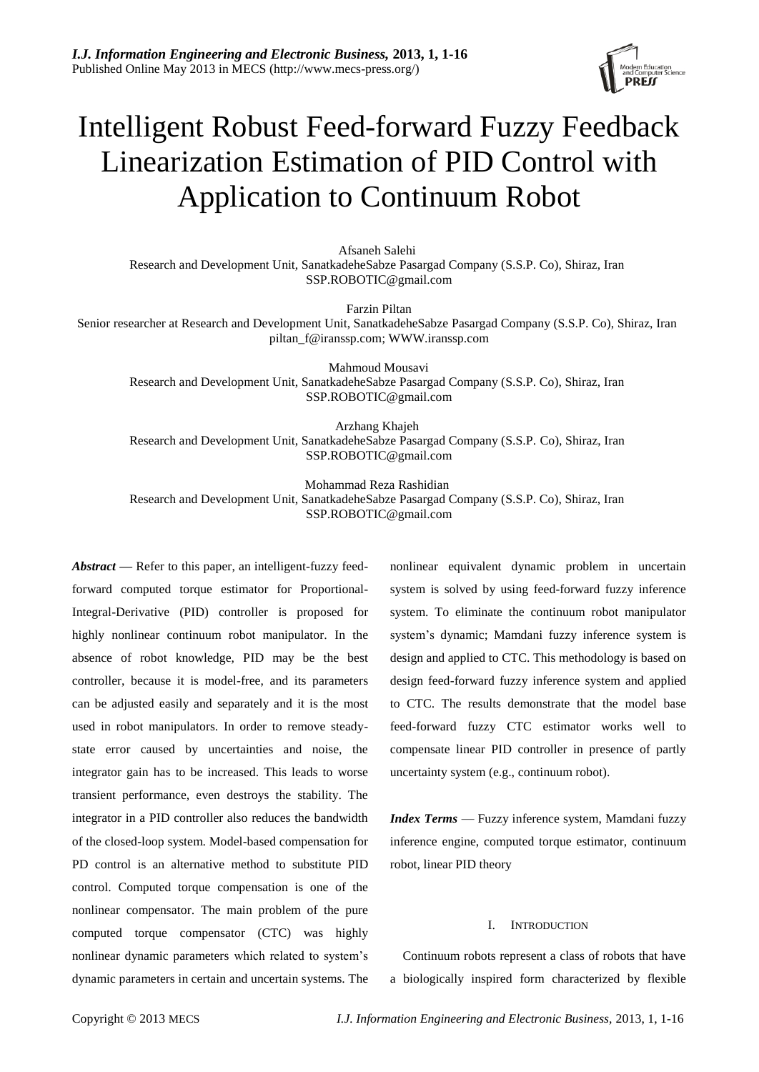# Intelligent Robust Feed-forward Fuzzy Feedback Linearization Estimation of PID Control with Application to Continuum Robot

Afsaneh Salehi
Research and Development Unit, SanatkadeheSabze Pasargad Company (S.S.P. Co), Shiraz, Iran
SSP.ROBOTIC@gmail.com

Farzin Piltan
Senior researcher at Research and Development Unit, SanatkadeheSabze Pasargad Company (S.S.P. Co), Shiraz, Iran
piltan_f@iranssp.com; WWW.iranssp.com

Mahmoud Mousavi
Research and Development Unit, SanatkadeheSabze Pasargad Company (S.S.P. Co), Shiraz, Iran
SSP.ROBOTIC@gmail.com

Arzhang Khajeh
Research and Development Unit, SanatkadeheSabze Pasargad Company (S.S.P. Co), Shiraz, Iran
SSP.ROBOTIC@gmail.com

Mohammad Reza Rashidian
Research and Development Unit, SanatkadeheSabze Pasargad Company (S.S.P. Co), Shiraz, Iran
SSP.ROBOTIC@gmail.com

***Abstract*** — Refer to this paper, an intelligent-fuzzy feed-forward computed torque estimator for Proportional-Integral-Derivative (PID) controller is proposed for highly nonlinear continuum robot manipulator. In the absence of robot knowledge, PID may be the best controller, because it is model-free, and its parameters can be adjusted easily and separately and it is the most used in robot manipulators. In order to remove steady-state error caused by uncertainties and noise, the integrator gain has to be increased. This leads to worse transient performance, even destroys the stability. The integrator in a PID controller also reduces the bandwidth of the closed-loop system. Model-based compensation for PD control is an alternative method to substitute PID control. Computed torque compensation is one of the nonlinear compensator. The main problem of the pure computed torque compensator (CTC) was highly nonlinear dynamic parameters which related to system's dynamic parameters in certain and uncertain systems. The nonlinear equivalent dynamic problem in uncertain system is solved by using feed-forward fuzzy inference system. To eliminate the continuum robot manipulator system's dynamic; Mamdani fuzzy inference system is design and applied to CTC. This methodology is based on design feed-forward fuzzy inference system and applied to CTC. The results demonstrate that the model base feed-forward fuzzy CTC estimator works well to compensate linear PID controller in presence of partly uncertainty system (e.g., continuum robot).

***Index Terms*** — Fuzzy inference system, Mamdani fuzzy inference engine, computed torque estimator, continuum robot, linear PID theory

## I. Introduction

Continuum robots represent a class of robots that have a biologically inspired form characterized by flexible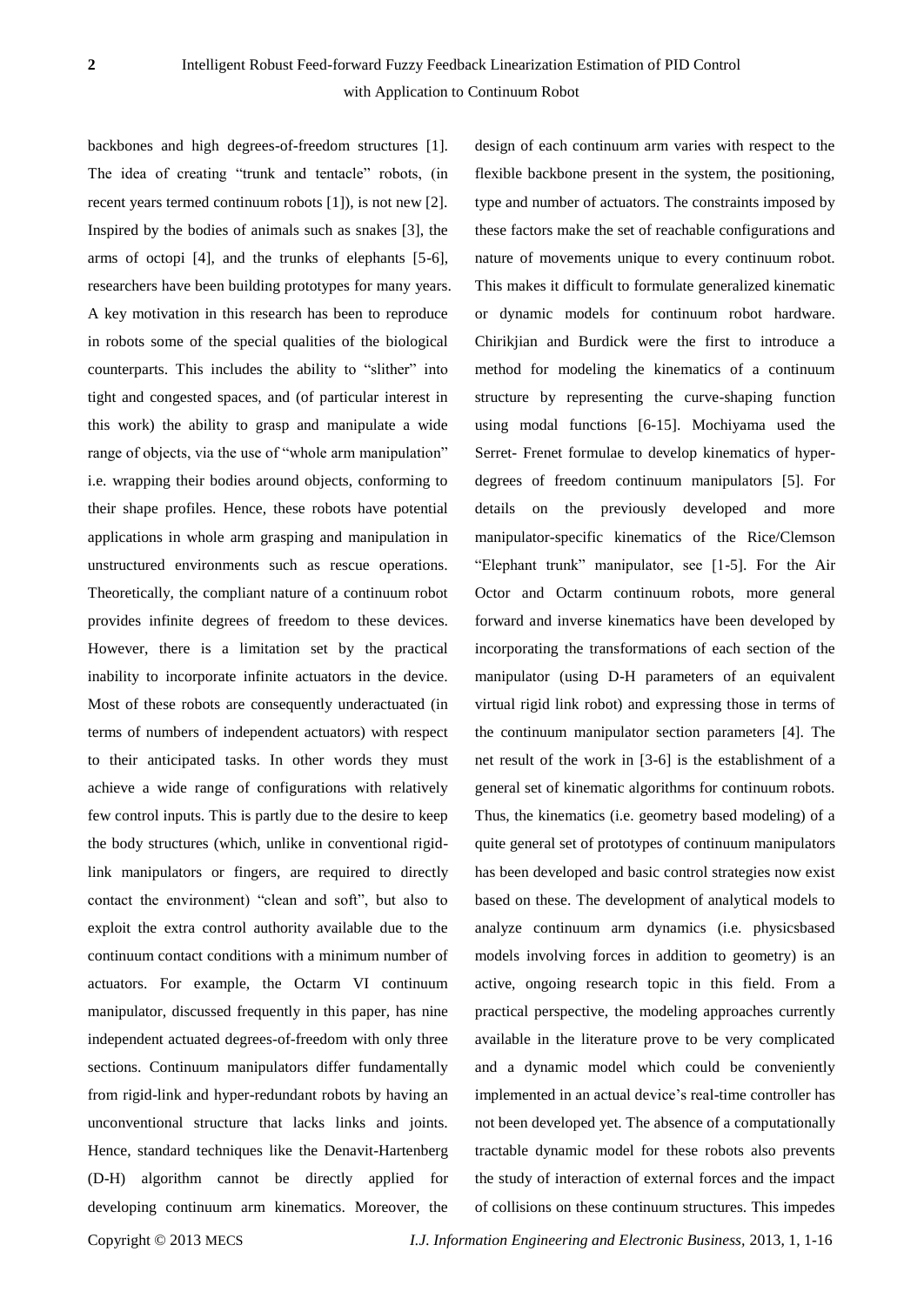backbones and high degrees-of-freedom structures [1]. The idea of creating "trunk and tentacle" robots, (in recent years termed continuum robots [1]), is not new [2]. Inspired by the bodies of animals such as snakes [3], the arms of octopi [4], and the trunks of elephants [5-6], researchers have been building prototypes for many years. A key motivation in this research has been to reproduce in robots some of the special qualities of the biological counterparts. This includes the ability to "slither" into tight and congested spaces, and (of particular interest in this work) the ability to grasp and manipulate a wide range of objects, via the use of "whole arm manipulation" i.e. wrapping their bodies around objects, conforming to their shape profiles. Hence, these robots have potential applications in whole arm grasping and manipulation in unstructured environments such as rescue operations. Theoretically, the compliant nature of a continuum robot provides infinite degrees of freedom to these devices. However, there is a limitation set by the practical inability to incorporate infinite actuators in the device. Most of these robots are consequently underactuated (in terms of numbers of independent actuators) with respect to their anticipated tasks. In other words they must achieve a wide range of configurations with relatively few control inputs. This is partly due to the desire to keep the body structures (which, unlike in conventional rigid-link manipulators or fingers, are required to directly contact the environment) "clean and soft", but also to exploit the extra control authority available due to the continuum contact conditions with a minimum number of actuators. For example, the Octarm VI continuum manipulator, discussed frequently in this paper, has nine independent actuated degrees-of-freedom with only three sections. Continuum manipulators differ fundamentally from rigid-link and hyper-redundant robots by having an unconventional structure that lacks links and joints. Hence, standard techniques like the Denavit-Hartenberg (D-H) algorithm cannot be directly applied for developing continuum arm kinematics. Moreover, the design of each continuum arm varies with respect to the flexible backbone present in the system, the positioning, type and number of actuators. The constraints imposed by these factors make the set of reachable configurations and nature of movements unique to every continuum robot. This makes it difficult to formulate generalized kinematic or dynamic models for continuum robot hardware. Chirikjian and Burdick were the first to introduce a method for modeling the kinematics of a continuum structure by representing the curve-shaping function using modal functions [6-15]. Mochiyama used the Serret- Frenet formulae to develop kinematics of hyper-degrees of freedom continuum manipulators [5]. For details on the previously developed and more manipulator-specific kinematics of the Rice/Clemson "Elephant trunk" manipulator, see [1-5]. For the Air Octor and Octarm continuum robots, more general forward and inverse kinematics have been developed by incorporating the transformations of each section of the manipulator (using D-H parameters of an equivalent virtual rigid link robot) and expressing those in terms of the continuum manipulator section parameters [4]. The net result of the work in [3-6] is the establishment of a general set of kinematic algorithms for continuum robots. Thus, the kinematics (i.e. geometry based modeling) of a quite general set of prototypes of continuum manipulators has been developed and basic control strategies now exist based on these. The development of analytical models to analyze continuum arm dynamics (i.e. physicsbased models involving forces in addition to geometry) is an active, ongoing research topic in this field. From a practical perspective, the modeling approaches currently available in the literature prove to be very complicated and a dynamic model which could be conveniently implemented in an actual device's real-time controller has not been developed yet. The absence of a computationally tractable dynamic model for these robots also prevents the study of interaction of external forces and the impact of collisions on these continuum structures. This impedes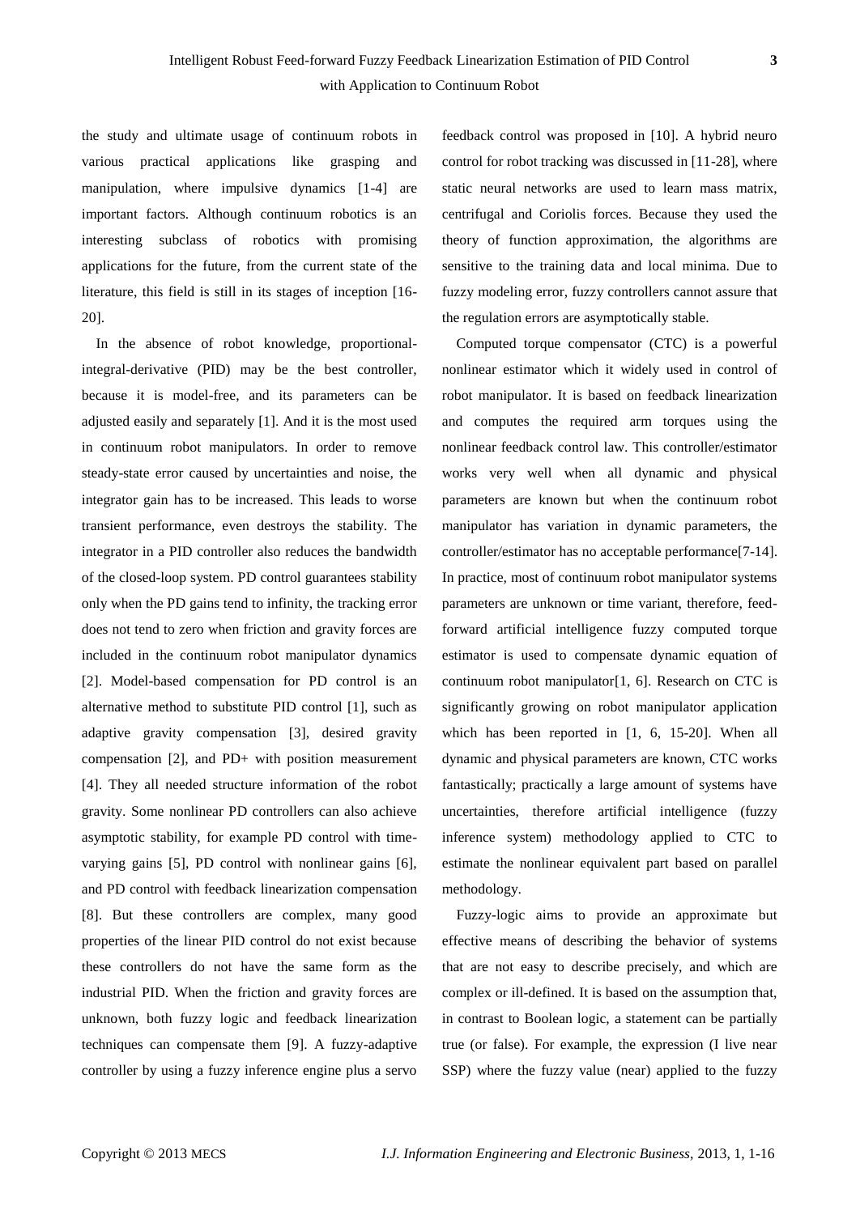the study and ultimate usage of continuum robots in various practical applications like grasping and manipulation, where impulsive dynamics [1-4] are important factors. Although continuum robotics is an interesting subclass of robotics with promising applications for the future, from the current state of the literature, this field is still in its stages of inception [16-20].

In the absence of robot knowledge, proportional-integral-derivative (PID) may be the best controller, because it is model-free, and its parameters can be adjusted easily and separately [1]. And it is the most used in continuum robot manipulators. In order to remove steady-state error caused by uncertainties and noise, the integrator gain has to be increased. This leads to worse transient performance, even destroys the stability. The integrator in a PID controller also reduces the bandwidth of the closed-loop system. PD control guarantees stability only when the PD gains tend to infinity, the tracking error does not tend to zero when friction and gravity forces are included in the continuum robot manipulator dynamics [2]. Model-based compensation for PD control is an alternative method to substitute PID control [1], such as adaptive gravity compensation [3], desired gravity compensation [2], and PD+ with position measurement [4]. They all needed structure information of the robot gravity. Some nonlinear PD controllers can also achieve asymptotic stability, for example PD control with time-varying gains [5], PD control with nonlinear gains [6], and PD control with feedback linearization compensation [8]. But these controllers are complex, many good properties of the linear PID control do not exist because these controllers do not have the same form as the industrial PID. When the friction and gravity forces are unknown, both fuzzy logic and feedback linearization techniques can compensate them [9]. A fuzzy-adaptive controller by using a fuzzy inference engine plus a servo feedback control was proposed in [10]. A hybrid neuro control for robot tracking was discussed in [11-28], where static neural networks are used to learn mass matrix, centrifugal and Coriolis forces. Because they used the theory of function approximation, the algorithms are sensitive to the training data and local minima. Due to fuzzy modeling error, fuzzy controllers cannot assure that the regulation errors are asymptotically stable.

Computed torque compensator (CTC) is a powerful nonlinear estimator which it widely used in control of robot manipulator. It is based on feedback linearization and computes the required arm torques using the nonlinear feedback control law. This controller/estimator works very well when all dynamic and physical parameters are known but when the continuum robot manipulator has variation in dynamic parameters, the controller/estimator has no acceptable performance[7-14]. In practice, most of continuum robot manipulator systems parameters are unknown or time variant, therefore, feed-forward artificial intelligence fuzzy computed torque estimator is used to compensate dynamic equation of continuum robot manipulator[1, 6]. Research on CTC is significantly growing on robot manipulator application which has been reported in [1, 6, 15-20]. When all dynamic and physical parameters are known, CTC works fantastically; practically a large amount of systems have uncertainties, therefore artificial intelligence (fuzzy inference system) methodology applied to CTC to estimate the nonlinear equivalent part based on parallel methodology.

Fuzzy-logic aims to provide an approximate but effective means of describing the behavior of systems that are not easy to describe precisely, and which are complex or ill-defined. It is based on the assumption that, in contrast to Boolean logic, a statement can be partially true (or false). For example, the expression (I live near SSP) where the fuzzy value (near) applied to the fuzzy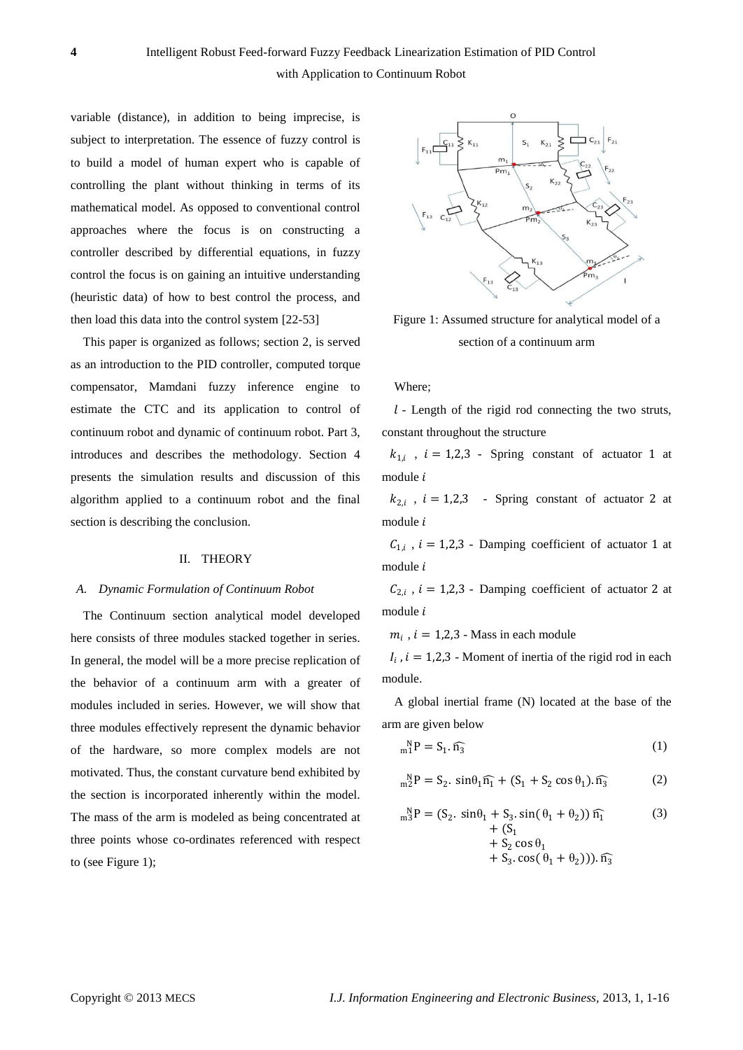variable (distance), in addition to being imprecise, is subject to interpretation. The essence of fuzzy control is to build a model of human expert who is capable of controlling the plant without thinking in terms of its mathematical model. As opposed to conventional control approaches where the focus is on constructing a controller described by differential equations, in fuzzy control the focus is on gaining an intuitive understanding (heuristic data) of how to best control the process, and then load this data into the control system [22-53]

This paper is organized as follows; section 2, is served as an introduction to the PID controller, computed torque compensator, Mamdani fuzzy inference engine to estimate the CTC and its application to control of continuum robot and dynamic of continuum robot. Part 3, introduces and describes the methodology. Section 4 presents the simulation results and discussion of this algorithm applied to a continuum robot and the final section is describing the conclusion.

## II. THEORY

### *A. Dynamic Formulation of Continuum Robot*

The Continuum section analytical model developed here consists of three modules stacked together in series. In general, the model will be a more precise replication of the behavior of a continuum arm with a greater of modules included in series. However, we will show that three modules effectively represent the dynamic behavior of the hardware, so more complex models are not motivated. Thus, the constant curvature bend exhibited by the section is incorporated inherently within the model. The mass of the arm is modeled as being concentrated at three points whose co-ordinates referenced with respect to (see Figure 1);

Figure 1: Assumed structure for analytical model of a section of a continuum arm

Where;

$l$ - Length of the rigid rod connecting the two struts, constant throughout the structure

$k_{1,i}$ , $i = 1,2,3$ - Spring constant of actuator 1 at module $i$

$k_{2,i}$ , $i = 1,2,3$ - Spring constant of actuator 2 at module $i$

$C_{1,i}$ , $i = 1,2,3$ - Damping coefficient of actuator 1 at module $i$

$C_{2,i}$ , $i = 1,2,3$ - Damping coefficient of actuator 2 at module $i$

$m_i$ , $i = 1,2,3$ - Mass in each module

$I_i$ , $i = 1,2,3$ - Moment of inertia of the rigid rod in each module.

A global inertial frame (N) located at the base of the arm are given below

$$ {}_{m1}^{N}P = S_1 . \widehat{n_3} \tag{1} $$

$$ {}_{m2}^{N}P = S_2 . \sin\theta_1 \widehat{n_1} + (S_1 + S_2 \cos\theta_1) . \widehat{n_3} \tag{2} $$

$$ {}_{m3}^{N}P = (S_2 . \sin\theta_1 + S_3 . \sin(\theta_1 + \theta_2)) \widehat{n_1} + (S_1 + S_2 \cos\theta_1 + S_3 . \cos(\theta_1 + \theta_2))) . \widehat{n_3} \tag{3} $$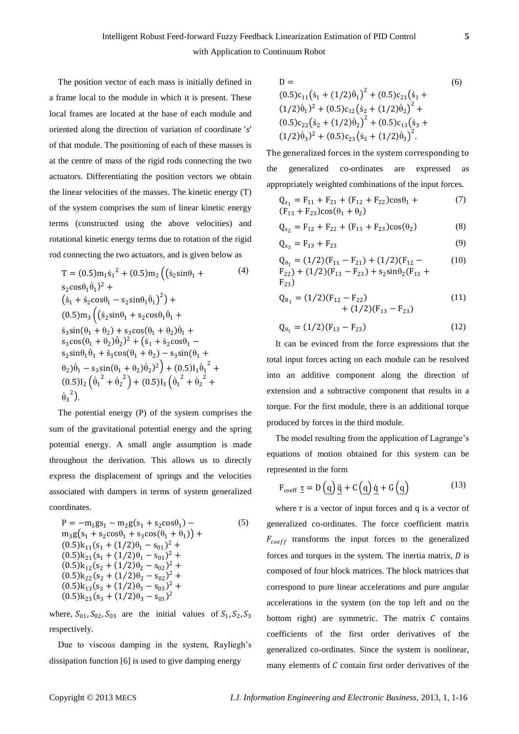The position vector of each mass is initially defined in a frame local to the module in which it is present. These local frames are located at the base of each module and oriented along the direction of variation of coordinate '*s*' of that module. The positioning of each of these masses is at the centre of mass of the rigid rods connecting the two actuators. Differentiating the position vectors we obtain the linear velocities of the masses. The kinetic energy (T) of the system comprises the sum of linear kinetic energy terms (constructed using the above velocities) and rotational kinetic energy terms due to rotation of the rigid rod connecting the two actuators, and is given below as

$$\begin{aligned} T = {} & (0.5)m_1\dot{s}_1^{\,2} + (0.5)m_2\left(\left(\dot{s}_2\sin\theta_1 + s_2\cos\theta_1\dot{\theta}_1\right)^2 + \left(\dot{s}_1 + \dot{s}_2\cos\theta_1 - s_2\sin\theta_1\dot{\theta}_1\right)^2\right) + \\ & (0.5)m_3\left(\left(\dot{s}_2\sin\theta_1 + s_2\cos\theta_1\dot{\theta}_1 + \dot{s}_3\sin(\theta_1+\theta_2) + s_3\cos(\theta_1+\theta_2)\dot{\theta}_1 + s_3\cos(\theta_1+\theta_2)\dot{\theta}_2\right)^2 + \left(\dot{s}_1 + \dot{s}_2\cos\theta_1 - s_2\sin\theta_1\dot{\theta}_1 + \dot{s}_3\cos(\theta_1+\theta_2) - s_3\sin(\theta_1+\theta_2)\dot{\theta}_1 - s_3\sin(\theta_1+\theta_2)\dot{\theta}_2\right)^2\right) + (0.5)I_1\dot{\theta}_1^{\,2} + \\ & (0.5)I_2\left(\dot{\theta}_1^{\,2} + \dot{\theta}_2^{\,2}\right) + (0.5)I_3\left(\dot{\theta}_1^{\,2} + \dot{\theta}_2^{\,2} + \dot{\theta}_3^{\,2}\right). \end{aligned} \tag{4}$$

The potential energy (P) of the system comprises the sum of the gravitational potential energy and the spring potential energy. A small angle assumption is made throughout the derivation. This allows us to directly express the displacement of springs and the velocities associated with dampers in terms of system generalized coordinates.

$$\begin{aligned} P = {} & -m_1 g s_1 - m_2 g(s_1 + s_2\cos\theta_1) - m_3 g\left(s_1 + s_2\cos\theta_1 + s_3\cos(\theta_1+\theta_1)\right) + \\ & (0.5)k_{11}(s_1 + (1/2)\theta_1 - s_{01})^2 + (0.5)k_{21}(s_1 + (1/2)\theta_1 - s_{01})^2 + \\ & (0.5)k_{12}(s_2 + (1/2)\theta_2 - s_{02})^2 + (0.5)k_{22}(s_2 + (1/2)\theta_2 - s_{02})^2 + \\ & (0.5)k_{13}(s_3 + (1/2)\theta_3 - s_{03})^2 + (0.5)k_{23}(s_3 + (1/2)\theta_3 - s_{03})^2 \end{aligned} \tag{5}$$

where, $S_{01}, S_{02}, S_{03}$ are the initial values of $S_1, S_2, S_3$ respectively.

Due to viscous damping in the system, Rayliegh's dissipation function [6] is used to give damping energy

$$\begin{aligned} D = {} & (0.5)c_{11}\left(\dot{s}_1 + (1/2)\dot{\theta}_1\right)^2 + (0.5)c_{21}\left(\dot{s}_1 + (1/2)\dot{\theta}_1\right)^2 + (0.5)c_{12}\left(\dot{s}_2 + (1/2)\dot{\theta}_2\right)^2 + \\ & (0.5)c_{22}\left(\dot{s}_2 + (1/2)\dot{\theta}_2\right)^2 + (0.5)c_{13}\left(\dot{s}_3 + (1/2)\dot{\theta}_3\right)^2 + (0.5)c_{23}\left(\dot{s}_3 + (1/2)\dot{\theta}_3\right)^2. \end{aligned} \tag{6}$$

The generalized forces in the system corresponding to the generalized co-ordinates are expressed as appropriately weighted combinations of the input forces.

$$Q_{s_1} = F_{11} + F_{21} + (F_{12} + F_{22})\cos\theta_1 + (F_{13} + F_{23})\cos(\theta_1 + \theta_2) \tag{7}$$

$$Q_{s_2} = F_{12} + F_{22} + (F_{13} + F_{23})\cos(\theta_2) \tag{8}$$

$$Q_{s_3} = F_{13} + F_{23} \tag{9}$$

$$Q_{\theta_1} = (1/2)(F_{11} - F_{21}) + (1/2)(F_{12} - F_{22}) + (1/2)(F_{13} - F_{23}) + s_2\sin\theta_2(F_{13} + F_{23}) \tag{10}$$

$$Q_{\theta_1} = (1/2)(F_{12} - F_{22}) + (1/2)(F_{13} - F_{23}) \tag{11}$$

$$Q_{\theta_1} = (1/2)(F_{13} - F_{23}) \tag{12}$$

It can be evinced from the force expressions that the total input forces acting on each module can be resolved into an additive component along the direction of extension and a subtractive component that results in a torque. For the first module, there is an additional torque produced by forces in the third module.

The model resulting from the application of Lagrange's equations of motion obtained for this system can be represented in the form

$$F_{coeff}\ \underline{\tau} = D\left(\underline{q}\right)\underline{\ddot{q}} + C\left(\underline{q}\right)\underline{\dot{q}} + G\left(\underline{q}\right) \tag{13}$$

where $\tau$ is a vector of input forces and q is a vector of generalized co-ordinates. The force coefficient matrix $F_{coeff}$ transforms the input forces to the generalized forces and torques in the system. The inertia matrix, $D$ is composed of four block matrices. The block matrices that correspond to pure linear accelerations and pure angular accelerations in the system (on the top left and on the bottom right) are symmetric. The matrix $C$ contains coefficients of the first order derivatives of the generalized co-ordinates. Since the system is nonlinear, many elements of $C$ contain first order derivatives of the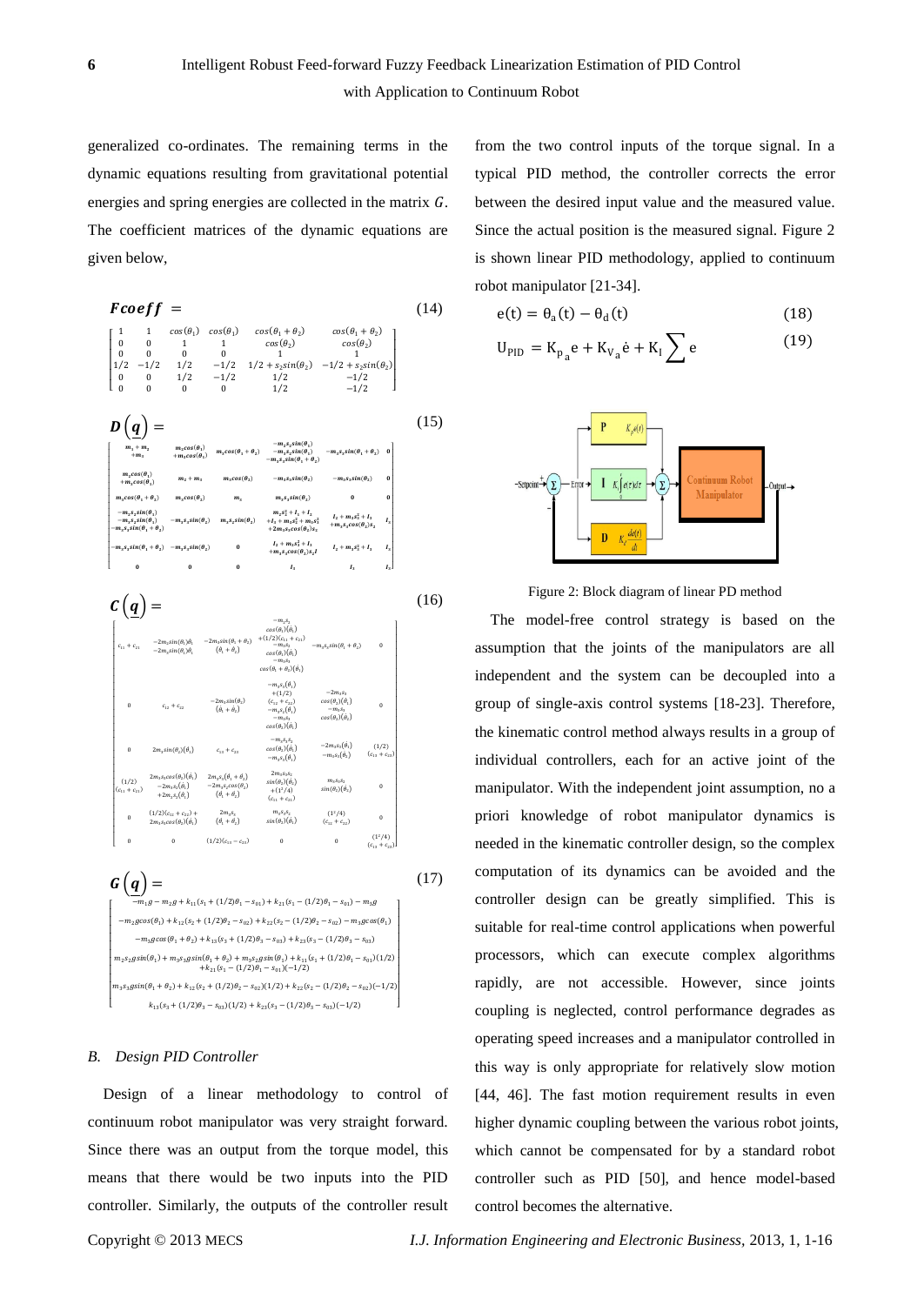generalized co-ordinates. The remaining terms in the dynamic equations resulting from gravitational potential energies and spring energies are collected in the matrix $G$. The coefficient matrices of the dynamic equations are given below,

$$\boldsymbol{Fcoeff} = \tag{14}$$

$$\begin{bmatrix} 1 & 1 & \cos(\theta_1) & \cos(\theta_1) & \cos(\theta_1+\theta_2) & \cos(\theta_1+\theta_2) \\ 0 & 0 & 1 & 1 & \cos(\theta_2) & \cos(\theta_2) \\ 0 & 0 & 0 & 0 & 1 & 1 \\ 1/2 & -1/2 & 1/2 & -1/2 & 1/2+s_2\sin(\theta_2) & -1/2+s_2\sin(\theta_2) \\ 0 & 0 & 1/2 & -1/2 & 1/2 & -1/2 \\ 0 & 0 & 0 & 0 & 1/2 & -1/2 \end{bmatrix}$$

$$\boldsymbol{D}\left(\boldsymbol{q}\right) = \tag{15}$$

$$\begin{bmatrix} m_1+m_2+m_3 & m_2\cos(\theta_1)+m_3\cos(\theta_1) & m_3\cos(\theta_1+\theta_2) & -m_2s_2\sin(\theta_1)-m_3s_2\sin(\theta_1)-m_3s_3\sin(\theta_1+\theta_2) & -m_3s_3\sin(\theta_1+\theta_2) & 0 \\ m_2\cos(\theta_1)+m_3\cos(\theta_1) & m_2+m_3 & m_3\cos(\theta_2) & -m_3s_3\sin(\theta_2) & -m_3s_3\sin(\theta_2) & 0 \\ m_3\cos(\theta_1+\theta_2) & m_3\cos(\theta_2) & m_3 & m_3s_2\sin(\theta_2) & 0 & 0 \\ -m_2s_2\sin(\theta_1)-m_3s_2\sin(\theta_1)-m_3s_3\sin(\theta_1+\theta_2) & -m_3s_3\sin(\theta_2) & m_3s_2\sin(\theta_2) & m_2s_2^2+I_1+I_2+I_3+m_3s_2^2+m_3s_3^2+2m_3s_3\cos(\theta_2)s_2 & I_2+m_3s_3^2+I_3+m_3s_3\cos(\theta_2)s_2 & I_3 \\ -m_3s_3\sin(\theta_1+\theta_2) & -m_3s_3\sin(\theta_2) & 0 & I_2+m_3s_3^2+I_3+m_3s_3\cos(\theta_2)s_2 & I_2+m_3s_3^2+I_3 & I_3 \\ 0 & 0 & 0 & I_3 & I_3 & I_3 \end{bmatrix}$$

$$\boldsymbol{C}\left(\boldsymbol{q}\right) = \tag{16}$$

$$\begin{bmatrix} c_{11}+c_{21} & -2m_2\sin(\theta_1)\dot{\theta}_1-2m_3\sin(\theta_1)\dot{\theta}_1 & -2m_3\sin(\theta_1+\theta_2)(\dot{\theta}_1+\dot{\theta}_2) & -m_2s_2\cos(\theta_1)(\dot{\theta}_1)+(1/2)(c_{11}+c_{21})-m_3s_2\cos(\theta_1)(\dot{\theta}_1)-m_3s_3\cos(\theta_1+\theta_2)(\dot{\theta}_1) & -m_3s_3\sin(\theta_1+\theta_2) & 0 \\ 0 & c_{12}+c_{22} & -2m_3\sin(\theta_2)(\dot{\theta}_1+\dot{\theta}_2) & -m_2s_2(\dot{\theta}_1)+(1/2)(c_{12}+c_{22})-m_3s_2(\dot{\theta}_1)-m_3s_3\cos(\theta_2)(\dot{\theta}_1) & -2m_3s_3\cos(\theta_2)(\dot{\theta}_1)-m_3s_3\cos(\theta_2)(\dot{\theta}_2) & 0 \\ 0 & 2m_3\sin(\theta_2)(\dot{\theta}_1) & c_{13}+c_{23} & -m_3s_2s_3\cos(\theta_2)(\dot{\theta}_1)-m_3s_3(\dot{\theta}_1) & -2m_3s_3(\dot{\theta}_1)-m_3s_3(\dot{\theta}_2) & (1/2)(c_{13}+c_{23}) \\ (1/2)(c_{11}+c_{21}) & 2m_3s_3\cos(\theta_2)(\dot{\theta}_1)-2m_3s_2(\dot{\theta}_1)+2m_3s_2(\dot{\theta}_1) & 2m_3s_3(\theta_1+\theta_2)-2m_3s_2\cos(\theta_2)(\dot{\theta}_1+\dot{\theta}_2) & 2m_3s_3s_2\sin(\theta_2)(\dot{\theta}_2)+(l^2/4)(c_{11}+c_{21}) & m_3s_3s_2\sin(\theta_2)(\dot{\theta}_2) & 0 \\ 0 & (1/2)(c_{12}+c_{22})+2m_3s_3\cos(\theta_2)(\dot{\theta}_1) & 2m_3s_3(\dot{\theta}_1+\dot{\theta}_2) & m_3s_3s_2\sin(\theta_2)(\dot{\theta}_1) & (l^2/4)(c_{12}+c_{22}) & 0 \\ 0 & 0 & (1/2)(c_{13}-c_{23}) & 0 & 0 & (l^2/4)(c_{13}+c_{23}) \end{bmatrix}$$

$$\boldsymbol{G}\left(\boldsymbol{q}\right) = \tag{17}$$

$$\begin{bmatrix} -m_1g-m_2g+k_{11}(s_1+(1/2)\theta_1-s_{01})+k_{21}(s_1-(1/2)\theta_1-s_{01})-m_3g \\ -m_2g\cos(\theta_1)+k_{12}(s_2+(1/2)\theta_2-s_{02})+k_{22}(s_2-(1/2)\theta_2-s_{02})-m_3g\cos(\theta_1) \\ -m_3g\cos(\theta_1+\theta_2)+k_{13}(s_3+(1/2)\theta_3-s_{03})+k_{23}(s_3-(1/2)\theta_3-s_{03}) \\ m_2s_2g\sin(\theta_1)+m_3s_3g\sin(\theta_1+\theta_2)+m_3s_2g\sin(\theta_1)+k_{11}(s_1+(1/2)\theta_1-s_{01})(1/2)+k_{21}(s_1-(1/2)\theta_1-s_{01})(-1/2) \\ m_3s_3g\sin(\theta_1+\theta_2)+k_{12}(s_2+(1/2)\theta_2-s_{02})(1/2)+k_{22}(s_2-(1/2)\theta_2-s_{02})(-1/2) \\ k_{13}(s_3+(1/2)\theta_3-s_{03})(1/2)+k_{23}(s_3-(1/2)\theta_3-s_{03})(-1/2) \end{bmatrix}$$

### *B. Design PID Controller*

Design of a linear methodology to control of continuum robot manipulator was very straight forward. Since there was an output from the torque model, this means that there would be two inputs into the PID controller. Similarly, the outputs of the controller result from the two control inputs of the torque signal. In a typical PID method, the controller corrects the error between the desired input value and the measured value. Since the actual position is the measured signal. Figure 2 is shown linear PID methodology, applied to continuum robot manipulator [21-34].

$$e(t) = \theta_a(t) - \theta_d(t) \tag{18}$$

$$U_{PID} = K_{p_a} e + K_{V_a} \dot{e} + K_I \sum e \tag{19}$$

Figure 2: Block diagram of linear PD method

The model-free control strategy is based on the assumption that the joints of the manipulators are all independent and the system can be decoupled into a group of single-axis control systems [18-23]. Therefore, the kinematic control method always results in a group of individual controllers, each for an active joint of the manipulator. With the independent joint assumption, no a priori knowledge of robot manipulator dynamics is needed in the kinematic controller design, so the complex computation of its dynamics can be avoided and the controller design can be greatly simplified. This is suitable for real-time control applications when powerful processors, which can execute complex algorithms rapidly, are not accessible. However, since joints coupling is neglected, control performance degrades as operating speed increases and a manipulator controlled in this way is only appropriate for relatively slow motion [44, 46]. The fast motion requirement results in even higher dynamic coupling between the various robot joints, which cannot be compensated for by a standard robot controller such as PID [50], and hence model-based control becomes the alternative.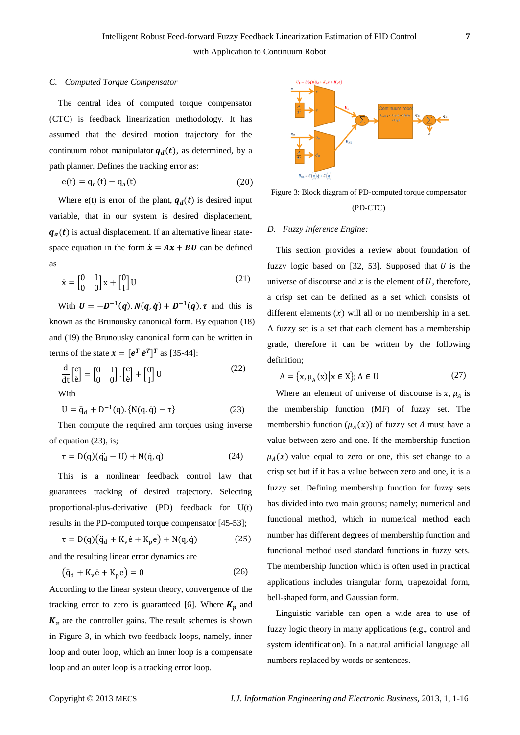### C. Computed Torque Compensator

The central idea of computed torque compensator (CTC) is feedback linearization methodology. It has assumed that the desired motion trajectory for the continuum robot manipulator $\boldsymbol{q_d(t)}$, as determined, by a path planner. Defines the tracking error as:

$$e(t) = q_d(t) - q_a(t) \tag{20}$$

Where e(t) is error of the plant, $\boldsymbol{q_d(t)}$ is desired input variable, that in our system is desired displacement, $\boldsymbol{q_a(t)}$ is actual displacement. If an alternative linear state-space equation in the form $\dot{\boldsymbol{x}} = \boldsymbol{A}\boldsymbol{x} + \boldsymbol{B}\boldsymbol{U}$ can be defined as

$$\dot{x} = \begin{bmatrix} 0 & I \\ 0 & 0 \end{bmatrix} x + \begin{bmatrix} 0 \\ I \end{bmatrix} U \tag{21}$$

With $\boldsymbol{U} = -\boldsymbol{D}^{-1}(\boldsymbol{q}).\boldsymbol{N}(\boldsymbol{q},\dot{\boldsymbol{q}}) + \boldsymbol{D}^{-1}(\boldsymbol{q}).\boldsymbol{\tau}$ and this is known as the Brunousky canonical form. By equation (18) and (19) the Brunousky canonical form can be written in terms of the state $\boldsymbol{x} = [\boldsymbol{e}^T \ \dot{\boldsymbol{e}}^T]^T$ as [35-44]:

$$\frac{d}{dt}\begin{bmatrix} e \\ \dot{e} \end{bmatrix} = \begin{bmatrix} 0 & I \\ 0 & 0 \end{bmatrix} \cdot \begin{bmatrix} e \\ \dot{e} \end{bmatrix} + \begin{bmatrix} 0 \\ I \end{bmatrix} U \tag{22}$$

With

$$U = \ddot{q}_d + D^{-1}(q).\{N(q.\dot{q}) - \tau\} \tag{23}$$

Then compute the required arm torques using inverse of equation (23), is;

$$\tau = D(q)(\ddot{q_d} - U) + N(\dot{q}, q) \tag{24}$$

This is a nonlinear feedback control law that guarantees tracking of desired trajectory. Selecting proportional-plus-derivative (PD) feedback for U(t) results in the PD-computed torque compensator [45-53];

$$\tau = D(q)(\ddot{q}_d + K_v\dot{e} + K_p e) + N(q, \dot{q}) \tag{25}$$

and the resulting linear error dynamics are

$$(\ddot{q}_d + K_v\dot{e} + K_p e) = 0 \tag{26}$$

According to the linear system theory, convergence of the tracking error to zero is guaranteed [6]. Where $\boldsymbol{K_p}$ and $\boldsymbol{K_v}$ are the controller gains. The result schemes is shown in Figure 3, in which two feedback loops, namely, inner loop and outer loop, which an inner loop is a compensate loop and an outer loop is a tracking error loop.

Figure 3: Block diagram of PD-computed torque compensator (PD-CTC)

### D. Fuzzy Inference Engine:

This section provides a review about foundation of fuzzy logic based on [32, 53]. Supposed that $U$ is the universe of discourse and $x$ is the element of $U$, therefore, a crisp set can be defined as a set which consists of different elements $(x)$ will all or no membership in a set. A fuzzy set is a set that each element has a membership grade, therefore it can be written by the following definition;

$$A = \{x, \mu_A(x) | x \in X\}; A \in U \tag{27}$$

Where an element of universe of discourse is $x$, $\mu_A$ is the membership function (MF) of fuzzy set. The membership function $(\mu_A(x))$ of fuzzy set $A$ must have a value between zero and one. If the membership function $\mu_A(x)$ value equal to zero or one, this set change to a crisp set but if it has a value between zero and one, it is a fuzzy set. Defining membership function for fuzzy sets has divided into two main groups; namely; numerical and functional method, which in numerical method each number has different degrees of membership function and functional method used standard functions in fuzzy sets. The membership function which is often used in practical applications includes triangular form, trapezoidal form, bell-shaped form, and Gaussian form.

Linguistic variable can open a wide area to use of fuzzy logic theory in many applications (e.g., control and system identification). In a natural artificial language all numbers replaced by words or sentences.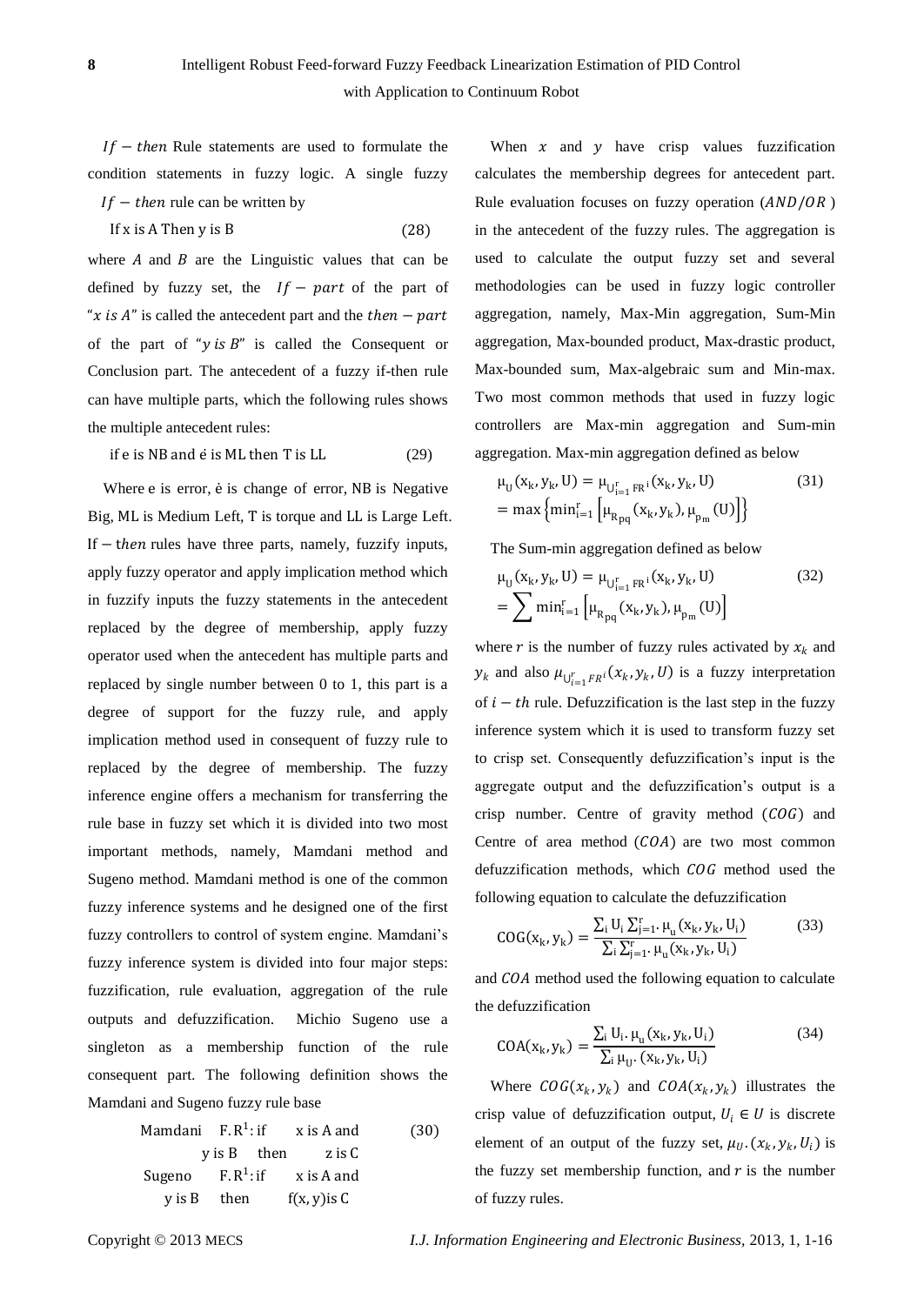$If - then$ Rule statements are used to formulate the condition statements in fuzzy logic. A single fuzzy $If - then$ rule can be written by

$$\text{If x is A Then y is B} \tag{28}$$

where $A$ and $B$ are the Linguistic values that can be defined by fuzzy set, the $If - part$ of the part of "$x\ is\ A$" is called the antecedent part and the $then - part$ of the part of "$y\ is\ B$" is called the Consequent or Conclusion part. The antecedent of a fuzzy if-then rule can have multiple parts, which the following rules shows the multiple antecedent rules:

$$\text{if e is NB and ė is ML then T is LL} \tag{29}$$

Where e is error, ė is change of error, NB is Negative Big, ML is Medium Left, T is torque and LL is Large Left. If − t$hen$ rules have three parts, namely, fuzzify inputs, apply fuzzy operator and apply implication method which in fuzzify inputs the fuzzy statements in the antecedent replaced by the degree of membership, apply fuzzy operator used when the antecedent has multiple parts and replaced by single number between 0 to 1, this part is a degree of support for the fuzzy rule, and apply implication method used in consequent of fuzzy rule to replaced by the degree of membership. The fuzzy inference engine offers a mechanism for transferring the rule base in fuzzy set which it is divided into two most important methods, namely, Mamdani method and Sugeno method. Mamdani method is one of the common fuzzy inference systems and he designed one of the first fuzzy controllers to control of system engine. Mamdani's fuzzy inference system is divided into four major steps: fuzzification, rule evaluation, aggregation of the rule outputs and defuzzification. Michio Sugeno use a singleton as a membership function of the rule consequent part. The following definition shows the Mamdani and Sugeno fuzzy rule base

$$\begin{aligned} &\text{Mamdani} \quad F.R^1\text{: if} \quad \text{x is A and} \\ &\qquad \text{y is B} \quad \text{then} \quad \text{z is C} \\ &\text{Sugeno} \quad F.R^1\text{: if} \quad \text{x is A and} \\ &\qquad \text{y is B} \quad \text{then} \quad f(x,y)\text{is C} \end{aligned} \tag{30}$$

When $x$ and $y$ have crisp values fuzzification calculates the membership degrees for antecedent part. Rule evaluation focuses on fuzzy operation ($AND/OR$) in the antecedent of the fuzzy rules. The aggregation is used to calculate the output fuzzy set and several methodologies can be used in fuzzy logic controller aggregation, namely, Max-Min aggregation, Sum-Min aggregation, Max-bounded product, Max-drastic product, Max-bounded sum, Max-algebraic sum and Min-max. Two most common methods that used in fuzzy logic controllers are Max-min aggregation and Sum-min aggregation. Max-min aggregation defined as below

$$\begin{aligned} &\mu_U(x_k, y_k, U) = \mu_{\bigcup_{i=1}^{r} FR^i}(x_k, y_k, U) \\ &= \max\left\{\min_{i=1}^{r}\left[\mu_{R_{pq}}(x_k, y_k), \mu_{p_m}(U)\right]\right\} \end{aligned} \tag{31}$$

The Sum-min aggregation defined as below

$$\begin{aligned} &\mu_U(x_k, y_k, U) = \mu_{\bigcup_{i=1}^{r} FR^i}(x_k, y_k, U) \\ &= \sum \min_{i=1}^{r}\left[\mu_{R_{pq}}(x_k, y_k), \mu_{p_m}(U)\right] \end{aligned} \tag{32}$$

where $r$ is the number of fuzzy rules activated by $x_k$ and $y_k$ and also $\mu_{\bigcup_{i=1}^{r} FR^i}(x_k, y_k, U)$ is a fuzzy interpretation of $i - th$ rule. Defuzzification is the last step in the fuzzy inference system which it is used to transform fuzzy set to crisp set. Consequently defuzzification's input is the aggregate output and the defuzzification's output is a crisp number. Centre of gravity method ($COG$) and Centre of area method ($COA$) are two most common defuzzification methods, which $COG$ method used the following equation to calculate the defuzzification

$$COG(x_k, y_k) = \frac{\sum_i U_i \sum_{j=1}^{r} \cdot \mu_u(x_k, y_k, U_i)}{\sum_i \sum_{j=1}^{r} \cdot \mu_u(x_k, y_k, U_i)} \tag{33}$$

and $COA$ method used the following equation to calculate the defuzzification

$$COA(x_k, y_k) = \frac{\sum_i U_i \cdot \mu_u(x_k, y_k, U_i)}{\sum_i \mu_U \cdot (x_k, y_k, U_i)} \tag{34}$$

Where $COG(x_k, y_k)$ and $COA(x_k, y_k)$ illustrates the crisp value of defuzzification output, $U_i \in U$ is discrete element of an output of the fuzzy set, $\mu_U.(x_k, y_k, U_i)$ is the fuzzy set membership function, and $r$ is the number of fuzzy rules.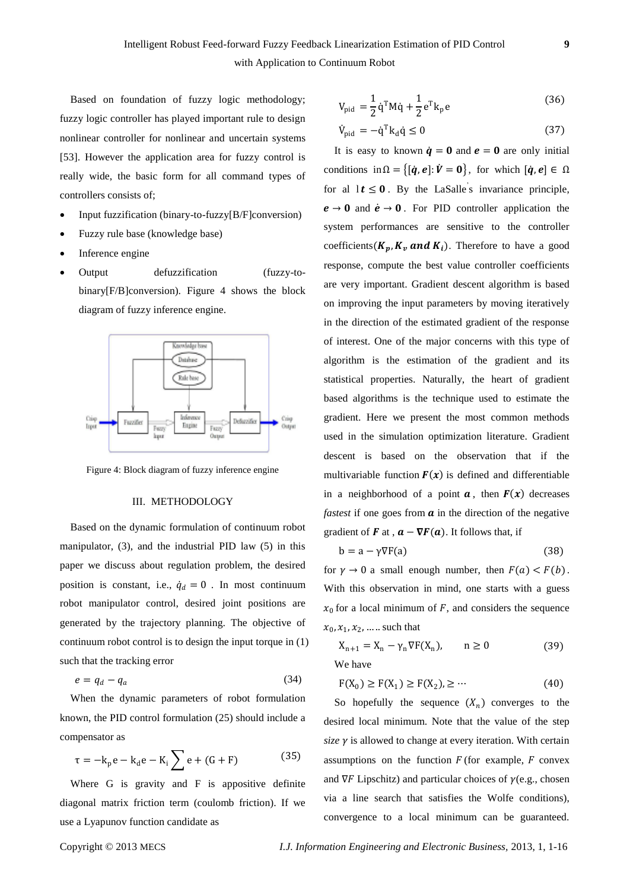Based on foundation of fuzzy logic methodology; fuzzy logic controller has played important rule to design nonlinear controller for nonlinear and uncertain systems [53]. However the application area for fuzzy control is really wide, the basic form for all command types of controllers consists of;

- Input fuzzification (binary-to-fuzzy[B/F]conversion)
- Fuzzy rule base (knowledge base)
- Inference engine
- Output defuzzification (fuzzy-to-binary[F/B]conversion). Figure 4 shows the block diagram of fuzzy inference engine.

Figure 4: Block diagram of fuzzy inference engine

## III. METHODOLOGY

Based on the dynamic formulation of continuum robot manipulator, (3), and the industrial PID law (5) in this paper we discuss about regulation problem, the desired position is constant, i.e., $\dot{q}_d = 0$ . In most continuum robot manipulator control, desired joint positions are generated by the trajectory planning. The objective of continuum robot control is to design the input torque in (1) such that the tracking error

$$e = q_d - q_a \tag{34}$$

When the dynamic parameters of robot formulation known, the PID control formulation (25) should include a compensator as

$$\tau = -k_p e - k_d e - K_i \sum e + (G + F) \tag{35}$$

Where G is gravity and F is appositive definite diagonal matrix friction term (coulomb friction). If we use a Lyapunov function candidate as

$$V_{pid} = \frac{1}{2}\dot{q}^T M \dot{q} + \frac{1}{2} e^T k_p e \tag{36}$$

$$\dot{V}_{pid} = -\dot{q}^T k_d \dot{q} \leq 0 \tag{37}$$

It is easy to known $\dot{\boldsymbol{q}} = \boldsymbol{0}$ and $\boldsymbol{e} = \boldsymbol{0}$ are only initial conditions in $\Omega = \{[\dot{\boldsymbol{q}}, \boldsymbol{e}] : \dot{\boldsymbol{V}} = \boldsymbol{0}\}$, for which $[\dot{\boldsymbol{q}}, \boldsymbol{e}] \in \Omega$ for al l $\boldsymbol{t} \leq \boldsymbol{0}$. By the LaSalle's invariance principle, $\boldsymbol{e} \to \boldsymbol{0}$ and $\dot{\boldsymbol{e}} \to \boldsymbol{0}$. For PID controller application the system performances are sensitive to the controller coefficients($\boldsymbol{K_p}, \boldsymbol{K_v}$ ***and*** $\boldsymbol{K_i}$). Therefore to have a good response, compute the best value controller coefficients are very important. Gradient descent algorithm is based on improving the input parameters by moving iteratively in the direction of the estimated gradient of the response of interest. One of the major concerns with this type of algorithm is the estimation of the gradient and its statistical properties. Naturally, the heart of gradient based algorithms is the technique used to estimate the gradient. Here we present the most common methods used in the simulation optimization literature. Gradient descent is based on the observation that if the multivariable function $\boldsymbol{F(x)}$ is defined and differentiable in a neighborhood of a point $\boldsymbol{a}$, then $\boldsymbol{F(x)}$ decreases *fastest* if one goes from $\boldsymbol{a}$ in the direction of the negative gradient of $\boldsymbol{F}$ at , $\boldsymbol{a} - \boldsymbol{\nabla F(a)}$. It follows that, if

$$b = a - \gamma \nabla F(a) \tag{38}$$

for $\gamma \to 0$ a small enough number, then $F(a) < F(b)$. With this observation in mind, one starts with a guess $x_0$ for a local minimum of $F$, and considers the sequence $x_0, x_1, x_2, \ldots$ such that

$$X_{n+1} = X_n - \gamma_n \nabla F(X_n), \qquad n \geq 0 \tag{39}$$

We have

$$F(X_0) \geq F(X_1) \geq F(X_2), \geq \cdots \tag{40}$$

So hopefully the sequence $(X_n)$ converges to the desired local minimum. Note that the value of the step *size* $\gamma$ is allowed to change at every iteration. With certain assumptions on the function $F$ (for example, $F$ convex and $\nabla F$ Lipschitz) and particular choices of $\gamma$(e.g., chosen via a line search that satisfies the Wolfe conditions), convergence to a local minimum can be guaranteed.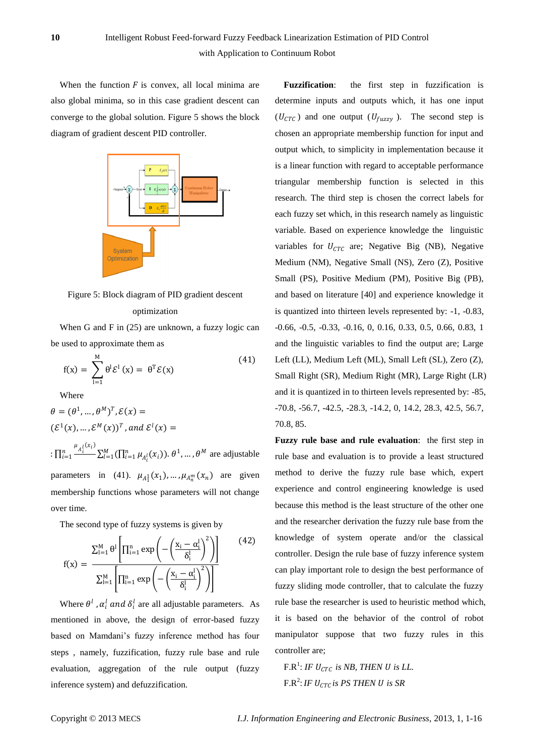When the function $F$ is convex, all local minima are also global minima, so in this case gradient descent can converge to the global solution. Figure 5 shows the block diagram of gradient descent PID controller.

Figure 5: Block diagram of PID gradient descent optimization

When G and F in (25) are unknown, a fuzzy logic can be used to approximate them as

$$f(x) = \sum_{l=1}^{M} \theta^l \mathcal{E}^l(x) = \theta^T \mathcal{E}(x) \quad (41)$$

Where

$\theta = (\theta^1, \ldots, \theta^M)^T, \mathcal{E}(x) = (\mathcal{E}^1(x), \ldots, \mathcal{E}^M(x))^T$, and $\mathcal{E}^l(x) = : \prod_{i=1}^{n} \frac{\mu_{A_i^l}(x_i)}{\sum_{l=1}^{M}(\prod_{i=1}^{n} \mu_{A_i^l}(x_i))}$. $\theta^1, \ldots, \theta^M$ are adjustable parameters in (41). $\mu_{A_1^1}(x_1), \ldots, \mu_{A_n^m}(x_n)$ are given membership functions whose parameters will not change over time.

The second type of fuzzy systems is given by

$$f(x) = \frac{\sum_{l=1}^{M} \theta^l \left[ \prod_{i=1}^{n} \exp\left( -\left( \frac{x_i - \alpha_i^l}{\delta_i^l} \right)^2 \right) \right]}{\sum_{l=1}^{M} \left[ \prod_{i=1}^{n} \exp\left( -\left( \frac{x_i - \alpha_i^l}{\delta_i^l} \right)^2 \right) \right]} \quad (42)$$

Where $\theta^l, \alpha_i^l$ and $\delta_i^l$ are all adjustable parameters. As mentioned in above, the design of error-based fuzzy based on Mamdani's fuzzy inference method has four steps , namely, fuzzification, fuzzy rule base and rule evaluation, aggregation of the rule output (fuzzy inference system) and defuzzification.

**Fuzzification**: the first step in fuzzification is determine inputs and outputs which, it has one input ($U_{CTC}$) and one output ($U_{fuzzy}$). The second step is chosen an appropriate membership function for input and output which, to simplicity in implementation because it is a linear function with regard to acceptable performance triangular membership function is selected in this research. The third step is chosen the correct labels for each fuzzy set which, in this research namely as linguistic variable. Based on experience knowledge the linguistic variables for $U_{CTC}$ are; Negative Big (NB), Negative Medium (NM), Negative Small (NS), Zero (Z), Positive Small (PS), Positive Medium (PM), Positive Big (PB), and based on literature [40] and experience knowledge it is quantized into thirteen levels represented by: -1, -0.83, -0.66, -0.5, -0.33, -0.16, 0, 0.16, 0.33, 0.5, 0.66, 0.83, 1 and the linguistic variables to find the output are; Large Left (LL), Medium Left (ML), Small Left (SL), Zero (Z), Small Right (SR), Medium Right (MR), Large Right (LR) and it is quantized in to thirteen levels represented by: -85, -70.8, -56.7, -42.5, -28.3, -14.2, 0, 14.2, 28.3, 42.5, 56.7, 70.8, 85.

**Fuzzy rule base and rule evaluation**: the first step in rule base and evaluation is to provide a least structured method to derive the fuzzy rule base which, expert experience and control engineering knowledge is used because this method is the least structure of the other one and the researcher derivation the fuzzy rule base from the knowledge of system operate and/or the classical controller. Design the rule base of fuzzy inference system can play important role to design the best performance of fuzzy sliding mode controller, that to calculate the fuzzy rule base the researcher is used to heuristic method which, it is based on the behavior of the control of robot manipulator suppose that two fuzzy rules in this controller are;

F.R[1]: *IF $U_{CTC}$ is NB, THEN U is LL.*

F.R[2]: *IF $U_{CTC}$ is PS THEN U is SR*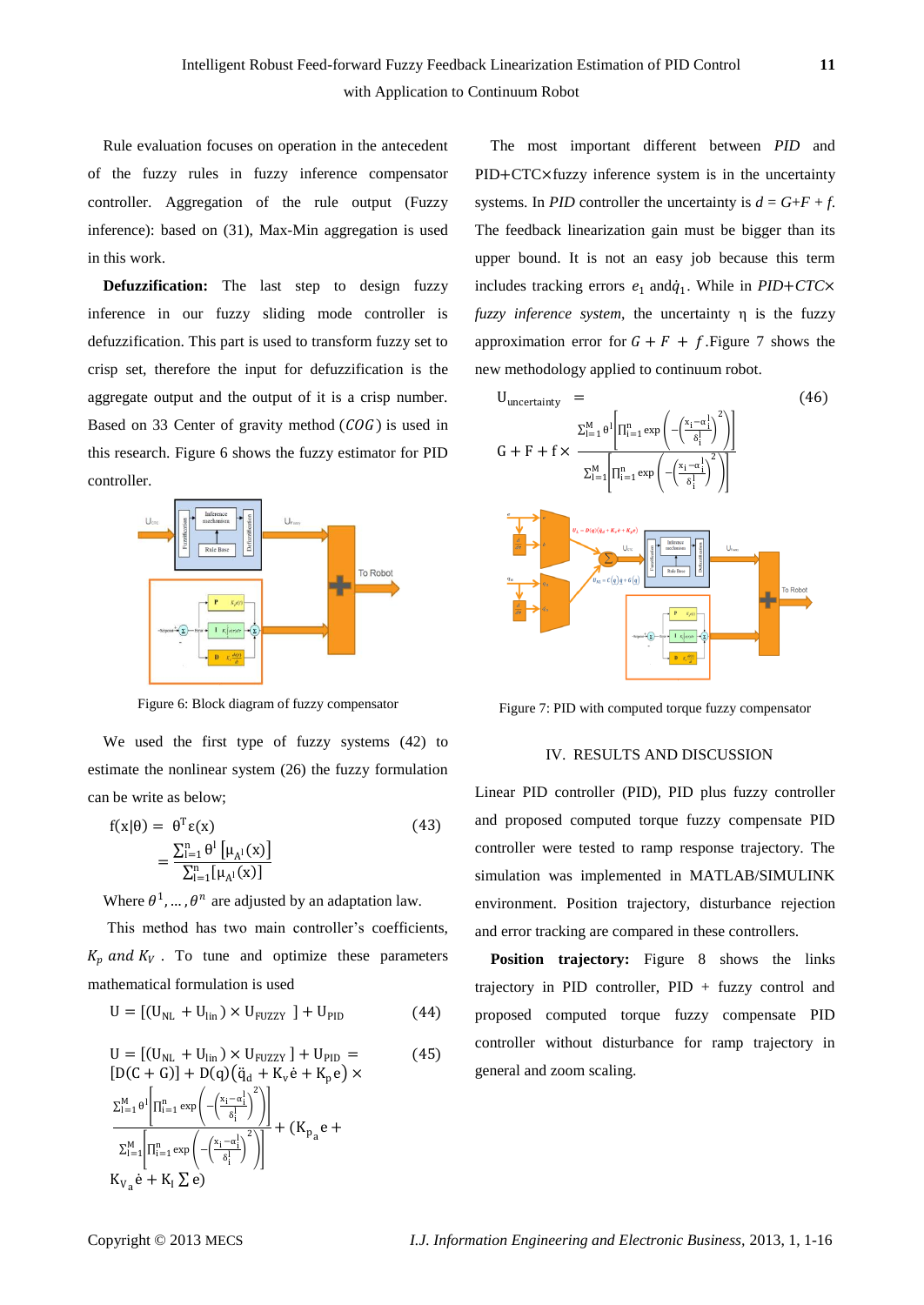Rule evaluation focuses on operation in the antecedent of the fuzzy rules in fuzzy inference compensator controller. Aggregation of the rule output (Fuzzy inference): based on (31), Max-Min aggregation is used in this work.

**Defuzzification:** The last step to design fuzzy inference in our fuzzy sliding mode controller is defuzzification. This part is used to transform fuzzy set to crisp set, therefore the input for defuzzification is the aggregate output and the output of it is a crisp number. Based on 33 Center of gravity method ($COG$) is used in this research. Figure 6 shows the fuzzy estimator for PID controller.

Figure 6: Block diagram of fuzzy compensator

We used the first type of fuzzy systems (42) to estimate the nonlinear system (26) the fuzzy formulation can be write as below;

$$f(x|\theta) = \theta^T \varepsilon(x) = \frac{\sum_{l=1}^{n} \theta^l \left[\mu_{A^l}(x)\right]}{\sum_{l=1}^{n}\left[\mu_{A^l}(x)\right]} \tag{43}$$

Where $\theta^1, \ldots, \theta^n$ are adjusted by an adaptation law.

This method has two main controller's coefficients, $K_p$ and $K_V$. To tune and optimize these parameters mathematical formulation is used

$$U = \left[(U_{NL} + U_{lin}) \times U_{FUZZY}\right] + U_{PID} \tag{44}$$

$$U = \left[(U_{NL} + U_{lin}) \times U_{FUZZY}\right] + U_{PID} = [D(C+G)] + D(q)\left(\ddot{q}_d + K_v\dot{e} + K_p e\right) \times \frac{\sum_{l=1}^{M}\theta^l\left[\Pi_{i=1}^{n}\exp\left(-\left(\frac{x_i-\alpha_i^l}{\delta_i^l}\right)^2\right)\right]}{\sum_{l=1}^{M}\left[\Pi_{i=1}^{n}\exp\left(-\left(\frac{x_i-\alpha_i^l}{\delta_i^l}\right)^2\right)\right]} + (K_{p_a}e + K_{V_a}\dot{e} + K_I \sum e) \tag{45}$$

The most important different between $PID$ and PID+CTC×fuzzy inference system is in the uncertainty systems. In $PID$ controller the uncertainty is $d = G+F+f$. The feedback linearization gain must be bigger than its upper bound. It is not an easy job because this term includes tracking errors $e_1$ and $\dot{q}_1$. While in $PID+CTC\times$ *fuzzy inference system*, the uncertainty η is the fuzzy approximation error for $G+F+f$. Figure 7 shows the new methodology applied to continuum robot.

$$U_{uncertainty} = G + F + f \times \frac{\sum_{l=1}^{M}\theta^l\left[\Pi_{i=1}^{n}\exp\left(-\left(\frac{x_i-\alpha_i^l}{\delta_i^l}\right)^2\right)\right]}{\sum_{l=1}^{M}\left[\Pi_{i=1}^{n}\exp\left(-\left(\frac{x_i-\alpha_i^l}{\delta_i^l}\right)^2\right)\right]} \tag{46}$$

Figure 7: PID with computed torque fuzzy compensator

## IV. RESULTS AND DISCUSSION

Linear PID controller (PID), PID plus fuzzy controller and proposed computed torque fuzzy compensate PID controller were tested to ramp response trajectory. The simulation was implemented in MATLAB/SIMULINK environment. Position trajectory, disturbance rejection and error tracking are compared in these controllers.

**Position trajectory:** Figure 8 shows the links trajectory in PID controller, PID + fuzzy control and proposed computed torque fuzzy compensate PID controller without disturbance for ramp trajectory in general and zoom scaling.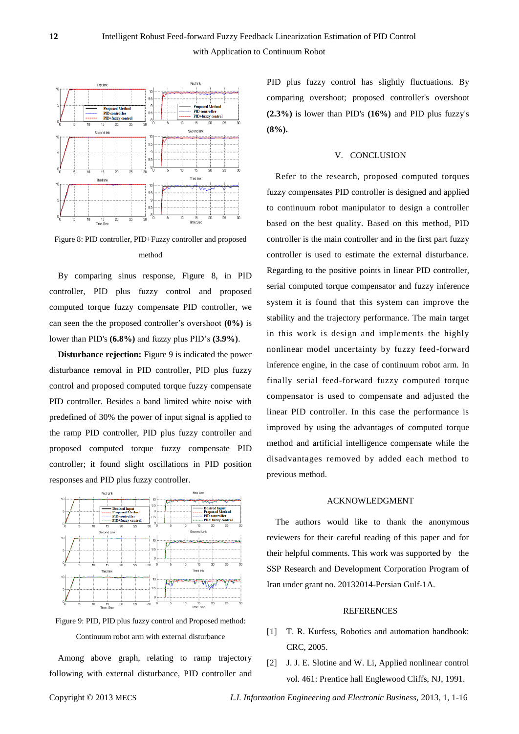Figure 8: PID controller, PID+Fuzzy controller and proposed method

By comparing sinus response, Figure 8, in PID controller, PID plus fuzzy control and proposed computed torque fuzzy compensate PID controller, we can seen the the proposed controller's overshoot **(0%)** is lower than PID's **(6.8%)** and fuzzy plus PID's **(3.9%)**.

**Disturbance rejection:** Figure 9 is indicated the power disturbance removal in PID controller, PID plus fuzzy control and proposed computed torque fuzzy compensate PID controller. Besides a band limited white noise with predefined of 30% the power of input signal is applied to the ramp PID controller, PID plus fuzzy controller and proposed computed torque fuzzy compensate PID controller; it found slight oscillations in PID position responses and PID plus fuzzy controller.

Figure 9: PID, PID plus fuzzy control and Proposed method: Continuum robot arm with external disturbance

Among above graph, relating to ramp trajectory following with external disturbance, PID controller and PID plus fuzzy control has slightly fluctuations. By comparing overshoot; proposed controller's overshoot **(2.3%)** is lower than PID's **(16%)** and PID plus fuzzy's **(8%).**

## V. CONCLUSION

Refer to the research, proposed computed torques fuzzy compensates PID controller is designed and applied to continuum robot manipulator to design a controller based on the best quality. Based on this method, PID controller is the main controller and in the first part fuzzy controller is used to estimate the external disturbance. Regarding to the positive points in linear PID controller, serial computed torque compensator and fuzzy inference system it is found that this system can improve the stability and the trajectory performance. The main target in this work is design and implements the highly nonlinear model uncertainty by fuzzy feed-forward inference engine, in the case of continuum robot arm. In finally serial feed-forward fuzzy computed torque compensator is used to compensate and adjusted the linear PID controller. In this case the performance is improved by using the advantages of computed torque method and artificial intelligence compensate while the disadvantages removed by added each method to previous method.

## ACKNOWLEDGMENT

The authors would like to thank the anonymous reviewers for their careful reading of this paper and for their helpful comments. This work was supported by the SSP Research and Development Corporation Program of Iran under grant no. 20132014-Persian Gulf-1A.

## REFERENCES

[1] T. R. Kurfess, Robotics and automation handbook: CRC, 2005.

[2] J. J. E. Slotine and W. Li, Applied nonlinear control vol. 461: Prentice hall Englewood Cliffs, NJ, 1991.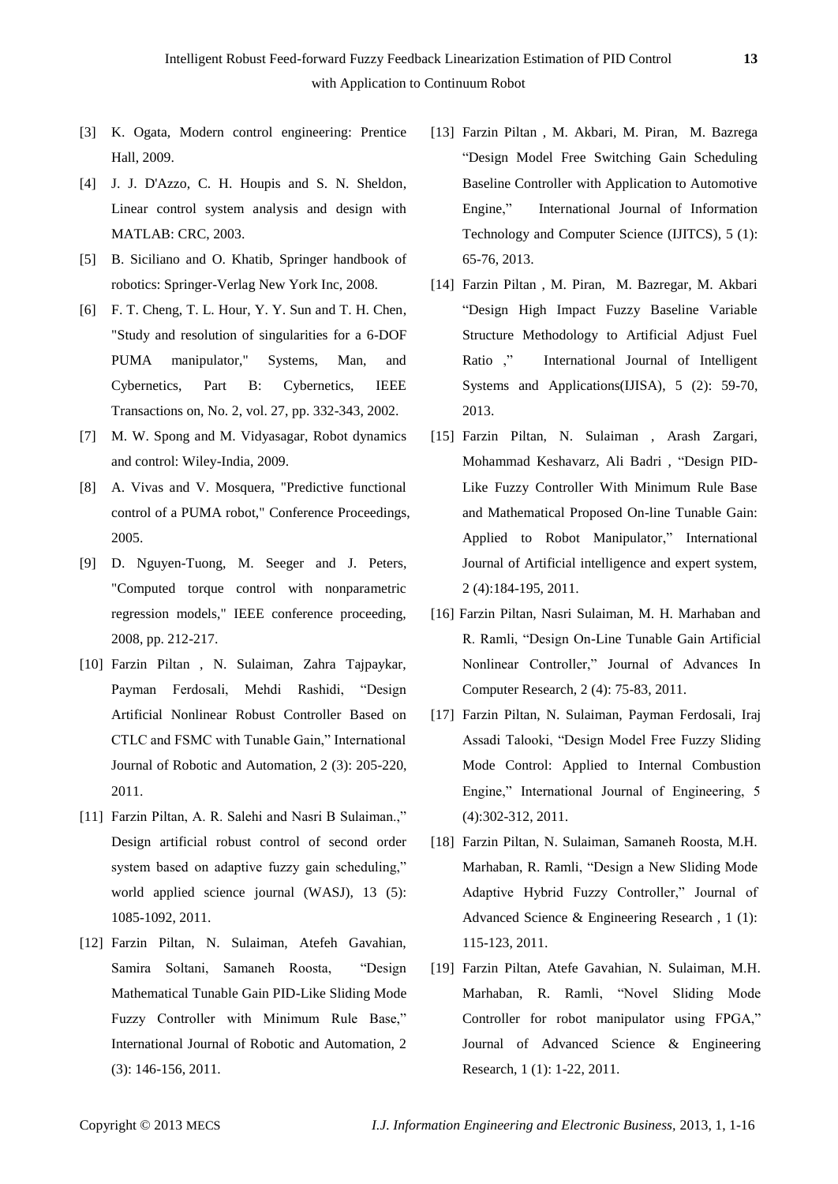[3] K. Ogata, Modern control engineering: Prentice Hall, 2009.

[4] J. J. D'Azzo, C. H. Houpis and S. N. Sheldon, Linear control system analysis and design with MATLAB: CRC, 2003.

[5] B. Siciliano and O. Khatib, Springer handbook of robotics: Springer-Verlag New York Inc, 2008.

[6] F. T. Cheng, T. L. Hour, Y. Y. Sun and T. H. Chen, "Study and resolution of singularities for a 6-DOF PUMA manipulator," Systems, Man, and Cybernetics, Part B: Cybernetics, IEEE Transactions on, No. 2, vol. 27, pp. 332-343, 2002.

[7] M. W. Spong and M. Vidyasagar, Robot dynamics and control: Wiley-India, 2009.

[8] A. Vivas and V. Mosquera, "Predictive functional control of a PUMA robot," Conference Proceedings, 2005.

[9] D. Nguyen-Tuong, M. Seeger and J. Peters, "Computed torque control with nonparametric regression models," IEEE conference proceeding, 2008, pp. 212-217.

[10] Farzin Piltan , N. Sulaiman, Zahra Tajpaykar, Payman Ferdosali, Mehdi Rashidi, "Design Artificial Nonlinear Robust Controller Based on CTLC and FSMC with Tunable Gain," International Journal of Robotic and Automation, 2 (3): 205-220, 2011.

[11] Farzin Piltan, A. R. Salehi and Nasri B Sulaiman.," Design artificial robust control of second order system based on adaptive fuzzy gain scheduling," world applied science journal (WASJ), 13 (5): 1085-1092, 2011.

[12] Farzin Piltan, N. Sulaiman, Atefeh Gavahian, Samira Soltani, Samaneh Roosta, "Design Mathematical Tunable Gain PID-Like Sliding Mode Fuzzy Controller with Minimum Rule Base," International Journal of Robotic and Automation, 2 (3): 146-156, 2011.

[13] Farzin Piltan , M. Akbari, M. Piran, M. Bazrega "Design Model Free Switching Gain Scheduling Baseline Controller with Application to Automotive Engine," International Journal of Information Technology and Computer Science (IJITCS), 5 (1): 65-76, 2013.

[14] Farzin Piltan , M. Piran, M. Bazregar, M. Akbari "Design High Impact Fuzzy Baseline Variable Structure Methodology to Artificial Adjust Fuel Ratio ," International Journal of Intelligent Systems and Applications(IJISA), 5 (2): 59-70, 2013.

[15] Farzin Piltan, N. Sulaiman , Arash Zargari, Mohammad Keshavarz, Ali Badri , "Design PID-Like Fuzzy Controller With Minimum Rule Base and Mathematical Proposed On-line Tunable Gain: Applied to Robot Manipulator," International Journal of Artificial intelligence and expert system, 2 (4):184-195, 2011.

[16] Farzin Piltan, Nasri Sulaiman, M. H. Marhaban and R. Ramli, "Design On-Line Tunable Gain Artificial Nonlinear Controller," Journal of Advances In Computer Research, 2 (4): 75-83, 2011.

[17] Farzin Piltan, N. Sulaiman, Payman Ferdosali, Iraj Assadi Talooki, "Design Model Free Fuzzy Sliding Mode Control: Applied to Internal Combustion Engine," International Journal of Engineering, 5 (4):302-312, 2011.

[18] Farzin Piltan, N. Sulaiman, Samaneh Roosta, M.H. Marhaban, R. Ramli, "Design a New Sliding Mode Adaptive Hybrid Fuzzy Controller," Journal of Advanced Science & Engineering Research , 1 (1): 115-123, 2011.

[19] Farzin Piltan, Atefe Gavahian, N. Sulaiman, M.H. Marhaban, R. Ramli, "Novel Sliding Mode Controller for robot manipulator using FPGA," Journal of Advanced Science & Engineering Research, 1 (1): 1-22, 2011.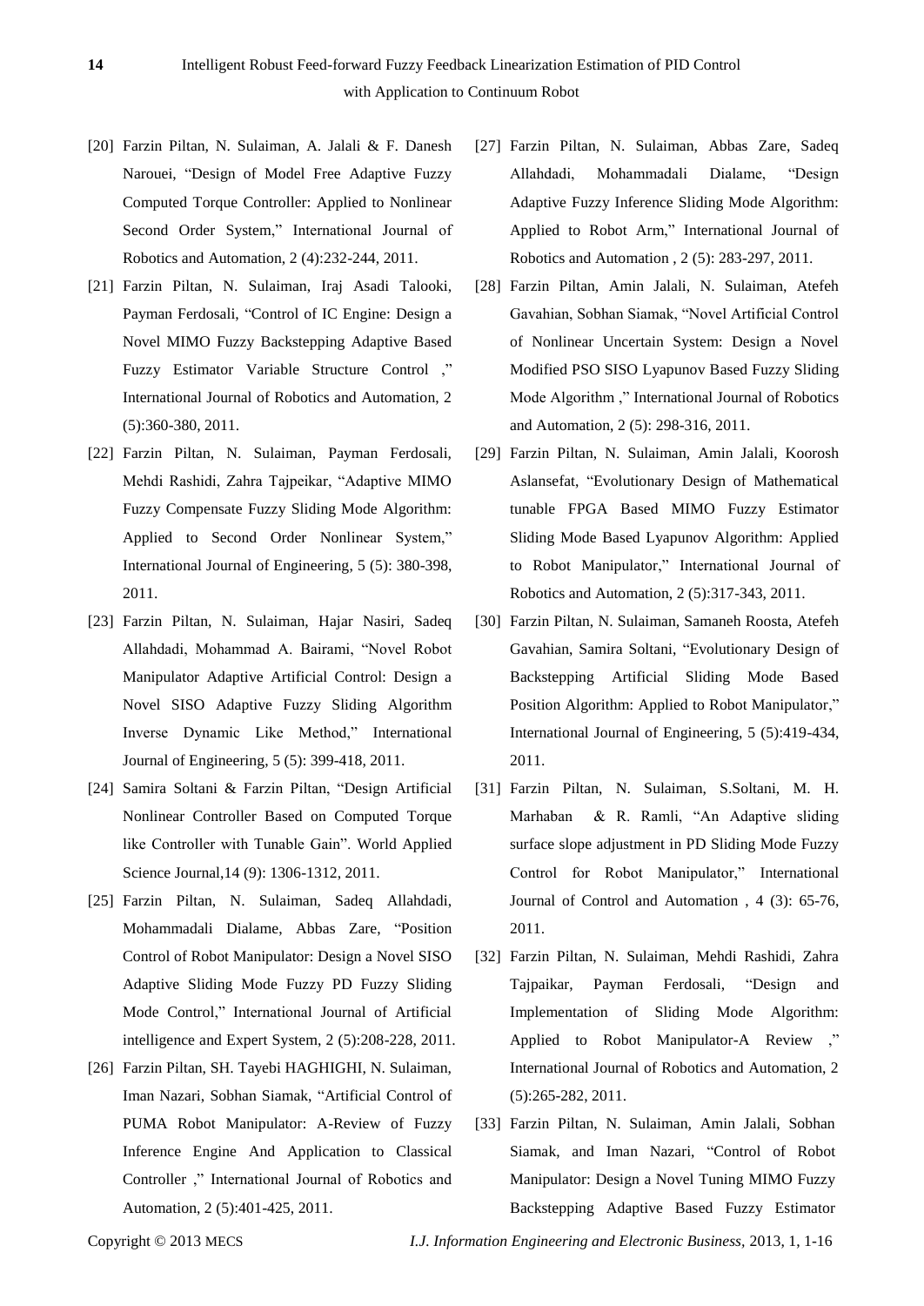[20] Farzin Piltan, N. Sulaiman, A. Jalali & F. Danesh Narouei, “Design of Model Free Adaptive Fuzzy Computed Torque Controller: Applied to Nonlinear Second Order System,” International Journal of Robotics and Automation, 2 (4):232-244, 2011.

[21] Farzin Piltan, N. Sulaiman, Iraj Asadi Talooki, Payman Ferdosali, “Control of IC Engine: Design a Novel MIMO Fuzzy Backstepping Adaptive Based Fuzzy Estimator Variable Structure Control ,” International Journal of Robotics and Automation, 2 (5):360-380, 2011.

[22] Farzin Piltan, N. Sulaiman, Payman Ferdosali, Mehdi Rashidi, Zahra Tajpeikar, “Adaptive MIMO Fuzzy Compensate Fuzzy Sliding Mode Algorithm: Applied to Second Order Nonlinear System,” International Journal of Engineering, 5 (5): 380-398, 2011.

[23] Farzin Piltan, N. Sulaiman, Hajar Nasiri, Sadeq Allahdadi, Mohammad A. Bairami, “Novel Robot Manipulator Adaptive Artificial Control: Design a Novel SISO Adaptive Fuzzy Sliding Algorithm Inverse Dynamic Like Method,” International Journal of Engineering, 5 (5): 399-418, 2011.

[24] Samira Soltani & Farzin Piltan, “Design Artificial Nonlinear Controller Based on Computed Torque like Controller with Tunable Gain”. World Applied Science Journal,14 (9): 1306-1312, 2011.

[25] Farzin Piltan, N. Sulaiman, Sadeq Allahdadi, Mohammadali Dialame, Abbas Zare, “Position Control of Robot Manipulator: Design a Novel SISO Adaptive Sliding Mode Fuzzy PD Fuzzy Sliding Mode Control,” International Journal of Artificial intelligence and Expert System, 2 (5):208-228, 2011.

[26] Farzin Piltan, SH. Tayebi HAGHIGHI, N. Sulaiman, Iman Nazari, Sobhan Siamak, “Artificial Control of PUMA Robot Manipulator: A-Review of Fuzzy Inference Engine And Application to Classical Controller ,” International Journal of Robotics and Automation, 2 (5):401-425, 2011.

[27] Farzin Piltan, N. Sulaiman, Abbas Zare, Sadeq Allahdadi, Mohammadali Dialame, “Design Adaptive Fuzzy Inference Sliding Mode Algorithm: Applied to Robot Arm,” International Journal of Robotics and Automation , 2 (5): 283-297, 2011.

[28] Farzin Piltan, Amin Jalali, N. Sulaiman, Atefeh Gavahian, Sobhan Siamak, “Novel Artificial Control of Nonlinear Uncertain System: Design a Novel Modified PSO SISO Lyapunov Based Fuzzy Sliding Mode Algorithm ,” International Journal of Robotics and Automation, 2 (5): 298-316, 2011.

[29] Farzin Piltan, N. Sulaiman, Amin Jalali, Koorosh Aslansefat, “Evolutionary Design of Mathematical tunable FPGA Based MIMO Fuzzy Estimator Sliding Mode Based Lyapunov Algorithm: Applied to Robot Manipulator,” International Journal of Robotics and Automation, 2 (5):317-343, 2011.

[30] Farzin Piltan, N. Sulaiman, Samaneh Roosta, Atefeh Gavahian, Samira Soltani, “Evolutionary Design of Backstepping Artificial Sliding Mode Based Position Algorithm: Applied to Robot Manipulator,” International Journal of Engineering, 5 (5):419-434, 2011.

[31] Farzin Piltan, N. Sulaiman, S.Soltani, M. H. Marhaban & R. Ramli, “An Adaptive sliding surface slope adjustment in PD Sliding Mode Fuzzy Control for Robot Manipulator,” International Journal of Control and Automation , 4 (3): 65-76, 2011.

[32] Farzin Piltan, N. Sulaiman, Mehdi Rashidi, Zahra Tajpaikar, Payman Ferdosali, “Design and Implementation of Sliding Mode Algorithm: Applied to Robot Manipulator-A Review ,” International Journal of Robotics and Automation, 2 (5):265-282, 2011.

[33] Farzin Piltan, N. Sulaiman, Amin Jalali, Sobhan Siamak, and Iman Nazari, “Control of Robot Manipulator: Design a Novel Tuning MIMO Fuzzy Backstepping Adaptive Based Fuzzy Estimator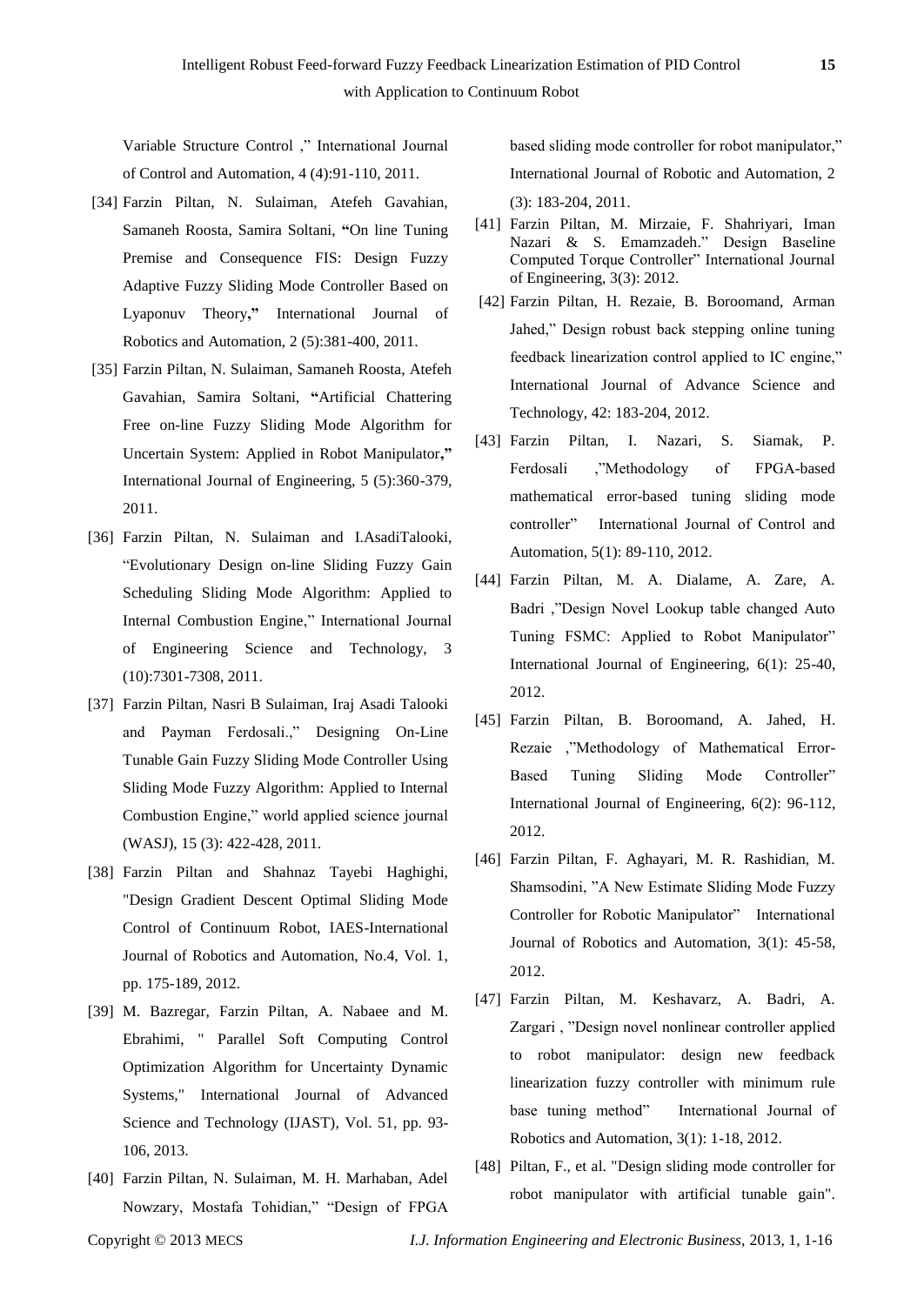Variable Structure Control ," International Journal of Control and Automation, 4 (4):91-110, 2011.

[34] Farzin Piltan, N. Sulaiman, Atefeh Gavahian, Samaneh Roosta, Samira Soltani, **"**On line Tuning Premise and Consequence FIS: Design Fuzzy Adaptive Fuzzy Sliding Mode Controller Based on Lyaponuv Theory**,"** International Journal of Robotics and Automation, 2 (5):381-400, 2011.

[35] Farzin Piltan, N. Sulaiman, Samaneh Roosta, Atefeh Gavahian, Samira Soltani, **"**Artificial Chattering Free on-line Fuzzy Sliding Mode Algorithm for Uncertain System: Applied in Robot Manipulator**,"** International Journal of Engineering, 5 (5):360-379, 2011.

[36] Farzin Piltan, N. Sulaiman and I.AsadiTalooki, "Evolutionary Design on-line Sliding Fuzzy Gain Scheduling Sliding Mode Algorithm: Applied to Internal Combustion Engine," International Journal of Engineering Science and Technology, 3 (10):7301-7308, 2011.

[37] Farzin Piltan, Nasri B Sulaiman, Iraj Asadi Talooki and Payman Ferdosali.," Designing On-Line Tunable Gain Fuzzy Sliding Mode Controller Using Sliding Mode Fuzzy Algorithm: Applied to Internal Combustion Engine," world applied science journal (WASJ), 15 (3): 422-428, 2011.

[38] Farzin Piltan and Shahnaz Tayebi Haghighi, "Design Gradient Descent Optimal Sliding Mode Control of Continuum Robot, IAES-International Journal of Robotics and Automation, No.4, Vol. 1, pp. 175-189, 2012.

[39] M. Bazregar, Farzin Piltan, A. Nabaee and M. Ebrahimi, " Parallel Soft Computing Control Optimization Algorithm for Uncertainty Dynamic Systems," International Journal of Advanced Science and Technology (IJAST), Vol. 51, pp. 93-106, 2013.

[40] Farzin Piltan, N. Sulaiman, M. H. Marhaban, Adel Nowzary, Mostafa Tohidian," "Design of FPGA based sliding mode controller for robot manipulator," International Journal of Robotic and Automation, 2 (3): 183-204, 2011.

[41] Farzin Piltan, M. Mirzaie, F. Shahriyari, Iman Nazari & S. Emamzadeh." Design Baseline Computed Torque Controller" International Journal of Engineering, 3(3): 2012.

[42] Farzin Piltan, H. Rezaie, B. Boroomand, Arman Jahed," Design robust back stepping online tuning feedback linearization control applied to IC engine," International Journal of Advance Science and Technology, 42: 183-204, 2012.

[43] Farzin Piltan, I. Nazari, S. Siamak, P. Ferdosali ,"Methodology of FPGA-based mathematical error-based tuning sliding mode controller" International Journal of Control and Automation, 5(1): 89-110, 2012.

[44] Farzin Piltan, M. A. Dialame, A. Zare, A. Badri ,"Design Novel Lookup table changed Auto Tuning FSMC: Applied to Robot Manipulator" International Journal of Engineering, 6(1): 25-40, 2012.

[45] Farzin Piltan, B. Boroomand, A. Jahed, H. Rezaie ,"Methodology of Mathematical Error-Based Tuning Sliding Mode Controller" International Journal of Engineering, 6(2): 96-112, 2012.

[46] Farzin Piltan, F. Aghayari, M. R. Rashidian, M. Shamsodini, "A New Estimate Sliding Mode Fuzzy Controller for Robotic Manipulator" International Journal of Robotics and Automation, 3(1): 45-58, 2012.

[47] Farzin Piltan, M. Keshavarz, A. Badri, A. Zargari , "Design novel nonlinear controller applied to robot manipulator: design new feedback linearization fuzzy controller with minimum rule base tuning method" International Journal of Robotics and Automation, 3(1): 1-18, 2012.

[48] Piltan, F., et al. "Design sliding mode controller for robot manipulator with artificial tunable gain".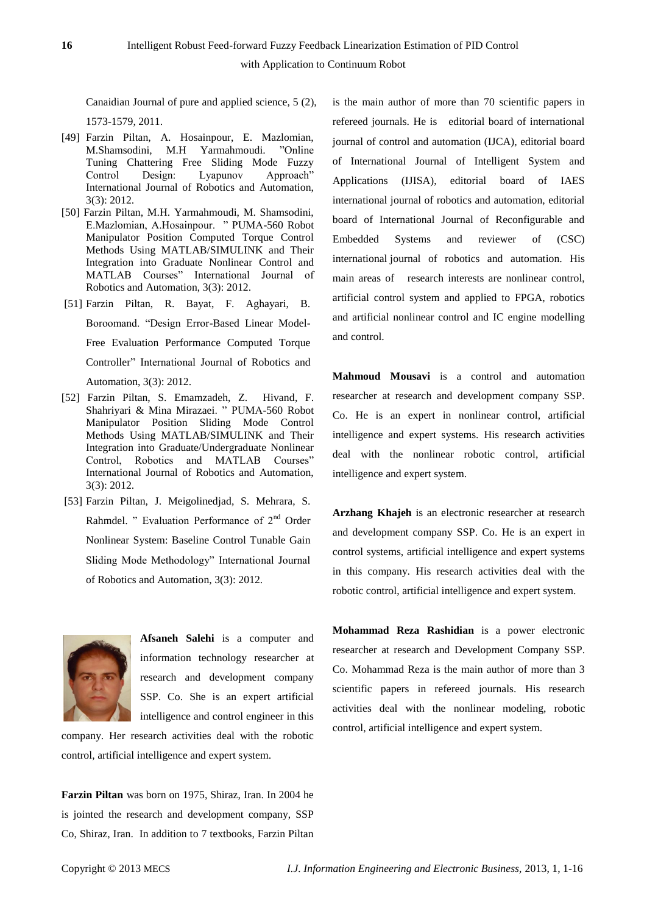Canaidian Journal of pure and applied science, 5 (2), 1573-1579, 2011.

[49] Farzin Piltan, A. Hosainpour, E. Mazlomian, M.Shamsodini, M.H Yarmahmoudi. "Online Tuning Chattering Free Sliding Mode Fuzzy Control Design: Lyapunov Approach" International Journal of Robotics and Automation, 3(3): 2012.

[50] Farzin Piltan, M.H. Yarmahmoudi, M. Shamsodini, E.Mazlomian, A.Hosainpour. " PUMA-560 Robot Manipulator Position Computed Torque Control Methods Using MATLAB/SIMULINK and Their Integration into Graduate Nonlinear Control and MATLAB Courses" International Journal of Robotics and Automation, 3(3): 2012.

[51] Farzin Piltan, R. Bayat, F. Aghayari, B. Boroomand. "Design Error-Based Linear Model-Free Evaluation Performance Computed Torque Controller" International Journal of Robotics and Automation, 3(3): 2012.

[52] Farzin Piltan, S. Emamzadeh, Z. Hivand, F. Shahriyari & Mina Mirazaei. " PUMA-560 Robot Manipulator Position Sliding Mode Control Methods Using MATLAB/SIMULINK and Their Integration into Graduate/Undergraduate Nonlinear Control, Robotics and MATLAB Courses" International Journal of Robotics and Automation, 3(3): 2012.

[53] Farzin Piltan, J. Meigolinedjad, S. Mehrara, S. Rahmdel. " Evaluation Performance of 2nd Order Nonlinear System: Baseline Control Tunable Gain Sliding Mode Methodology" International Journal of Robotics and Automation, 3(3): 2012.

**Afsaneh Salehi** is a computer and information technology researcher at research and development company SSP. Co. She is an expert artificial intelligence and control engineer in this company. Her research activities deal with the robotic control, artificial intelligence and expert system.

**Farzin Piltan** was born on 1975, Shiraz, Iran. In 2004 he is jointed the research and development company, SSP Co, Shiraz, Iran. In addition to 7 textbooks, Farzin Piltan is the main author of more than 70 scientific papers in refereed journals. He is editorial board of international journal of control and automation (IJCA), editorial board of International Journal of Intelligent System and Applications (IJISA), editorial board of IAES international journal of robotics and automation, editorial board of International Journal of Reconfigurable and Embedded Systems and reviewer of (CSC) international journal of robotics and automation. His main areas of research interests are nonlinear control, artificial control system and applied to FPGA, robotics and artificial nonlinear control and IC engine modelling and control.

**Mahmoud Mousavi** is a control and automation researcher at research and development company SSP. Co. He is an expert in nonlinear control, artificial intelligence and expert systems. His research activities deal with the nonlinear robotic control, artificial intelligence and expert system.

**Arzhang Khajeh** is an electronic researcher at research and development company SSP. Co. He is an expert in control systems, artificial intelligence and expert systems in this company. His research activities deal with the robotic control, artificial intelligence and expert system.

**Mohammad Reza Rashidian** is a power electronic researcher at research and Development Company SSP. Co. Mohammad Reza is the main author of more than 3 scientific papers in refereed journals. His research activities deal with the nonlinear modeling, robotic control, artificial intelligence and expert system.